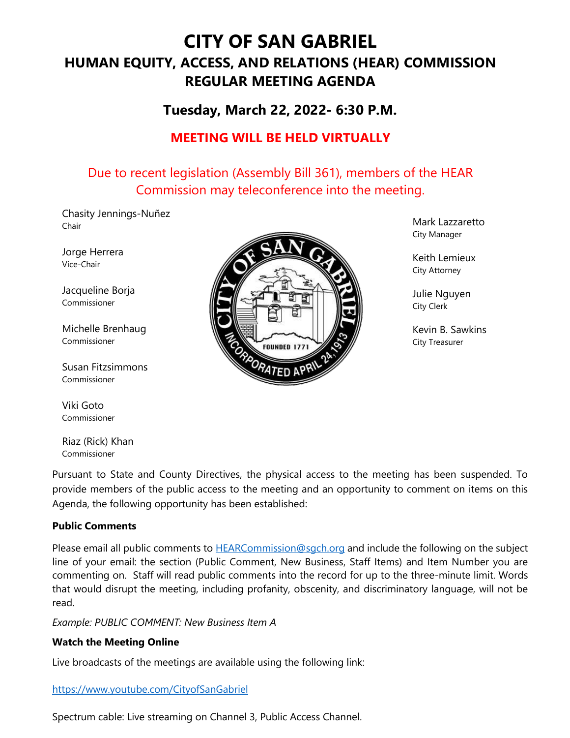# CITY OF SAN GABRIEL

## HUMAN EQUITY, ACCESS, AND RELATIONS (HEAR) COMMISSION REGULAR MEETING AGENDA

### Tuesday, March 22, 2022- 6:30 P.M.

**MEETING WILL BE HELD VIRTUALLY**

Due to recent legislation (Assembly Bill 361), members of the HEAR Commission may teleconference into the meeting.

Chasity Jennings-Nuñez
Chair

Jorge Herrera
Vice-Chair

Jacqueline Borja
Commissioner

Michelle Brenhaug
Commissioner

Susan Fitzsimmons
Commissioner

Viki Goto
Commissioner

Riaz (Rick) Khan
Commissioner

Mark Lazzaretto
City Manager

Keith Lemieux
City Attorney

Julie Nguyen
City Clerk

Kevin B. Sawkins
City Treasurer

Pursuant to State and County Directives, the physical access to the meeting has been suspended. To provide members of the public access to the meeting and an opportunity to comment on items on this Agenda, the following opportunity has been established:

**Public Comments**

Please email all public comments to HEARCommission@sgch.org and include the following on the subject line of your email: the section (Public Comment, New Business, Staff Items) and Item Number you are commenting on. Staff will read public comments into the record for up to the three-minute limit. Words that would disrupt the meeting, including profanity, obscenity, and discriminatory language, will not be read.

*Example: PUBLIC COMMENT: New Business Item A*

**Watch the Meeting Online**

Live broadcasts of the meetings are available using the following link:

https://www.youtube.com/CityofSanGabriel

Spectrum cable: Live streaming on Channel 3, Public Access Channel.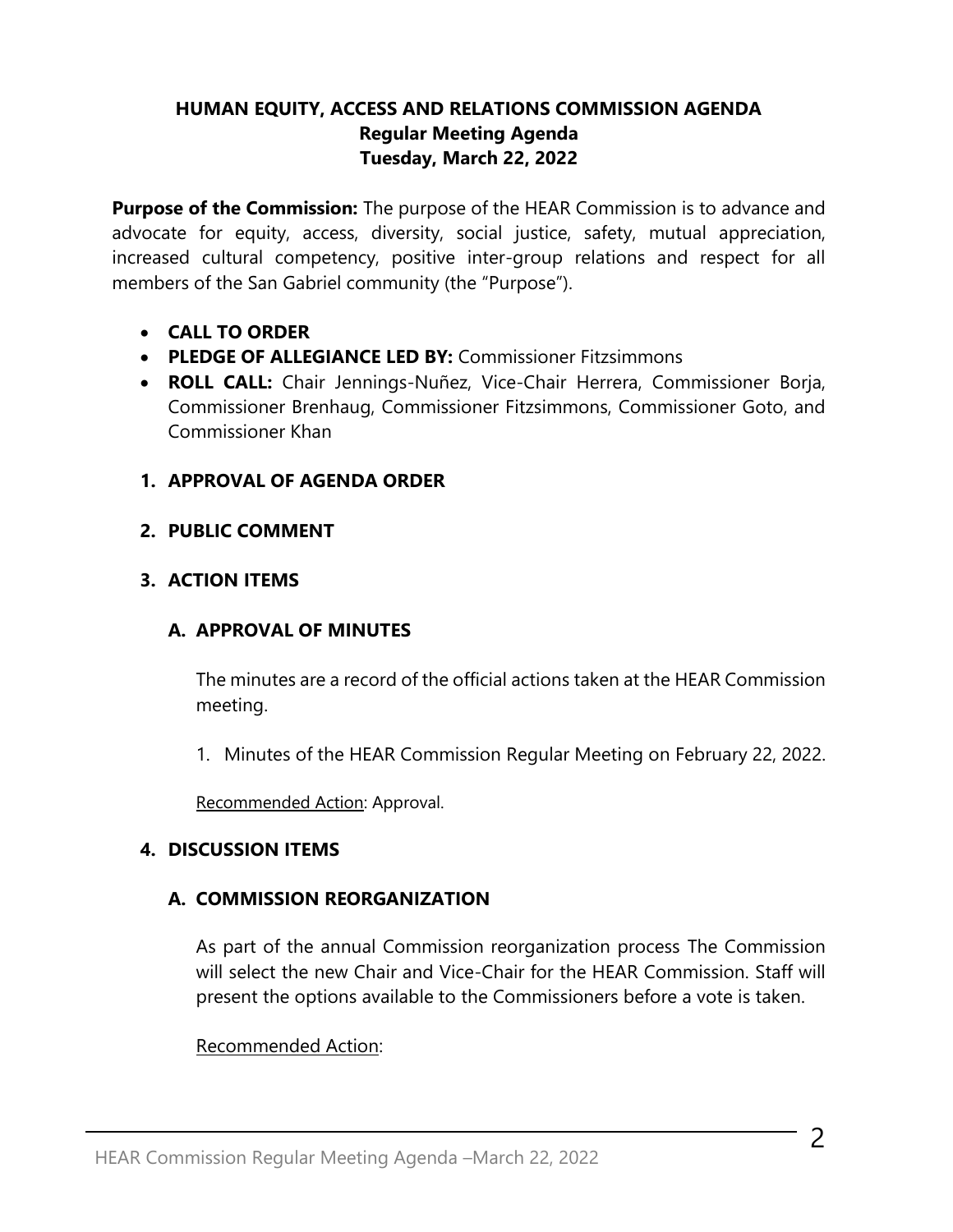# HUMAN EQUITY, ACCESS AND RELATIONS COMMISSION AGENDA
## Regular Meeting Agenda
## Tuesday, March 22, 2022

**Purpose of the Commission:** The purpose of the HEAR Commission is to advance and advocate for equity, access, diversity, social justice, safety, mutual appreciation, increased cultural competency, positive inter-group relations and respect for all members of the San Gabriel community (the "Purpose").

- **CALL TO ORDER**
- **PLEDGE OF ALLEGIANCE LED BY:** Commissioner Fitzsimmons
- **ROLL CALL:** Chair Jennings-Nuñez, Vice-Chair Herrera, Commissioner Borja, Commissioner Brenhaug, Commissioner Fitzsimmons, Commissioner Goto, and Commissioner Khan

**1. APPROVAL OF AGENDA ORDER**

**2. PUBLIC COMMENT**

**3. ACTION ITEMS**

**A. APPROVAL OF MINUTES**

The minutes are a record of the official actions taken at the HEAR Commission meeting.

1. Minutes of the HEAR Commission Regular Meeting on February 22, 2022.

Recommended Action: Approval.

**4. DISCUSSION ITEMS**

**A. COMMISSION REORGANIZATION**

As part of the annual Commission reorganization process The Commission will select the new Chair and Vice-Chair for the HEAR Commission. Staff will present the options available to the Commissioners before a vote is taken.

Recommended Action: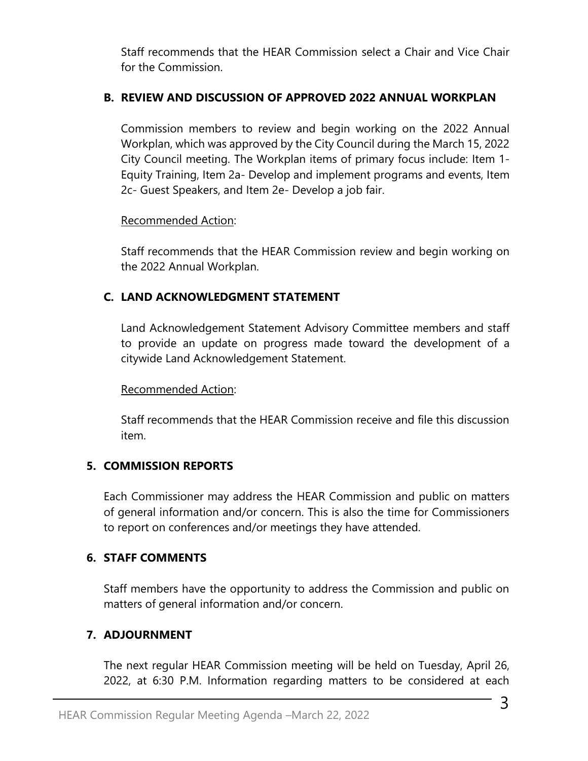Staff recommends that the HEAR Commission select a Chair and Vice Chair for the Commission.

### B. REVIEW AND DISCUSSION OF APPROVED 2022 ANNUAL WORKPLAN

Commission members to review and begin working on the 2022 Annual Workplan, which was approved by the City Council during the March 15, 2022 City Council meeting. The Workplan items of primary focus include: Item 1- Equity Training, Item 2a- Develop and implement programs and events, Item 2c- Guest Speakers, and Item 2e- Develop a job fair.

Recommended Action:

Staff recommends that the HEAR Commission review and begin working on the 2022 Annual Workplan.

### C. LAND ACKNOWLEDGMENT STATEMENT

Land Acknowledgement Statement Advisory Committee members and staff to provide an update on progress made toward the development of a citywide Land Acknowledgement Statement.

Recommended Action:

Staff recommends that the HEAR Commission receive and file this discussion item.

## 5. COMMISSION REPORTS

Each Commissioner may address the HEAR Commission and public on matters of general information and/or concern. This is also the time for Commissioners to report on conferences and/or meetings they have attended.

## 6. STAFF COMMENTS

Staff members have the opportunity to address the Commission and public on matters of general information and/or concern.

## 7. ADJOURNMENT

The next regular HEAR Commission meeting will be held on Tuesday, April 26, 2022, at 6:30 P.M. Information regarding matters to be considered at each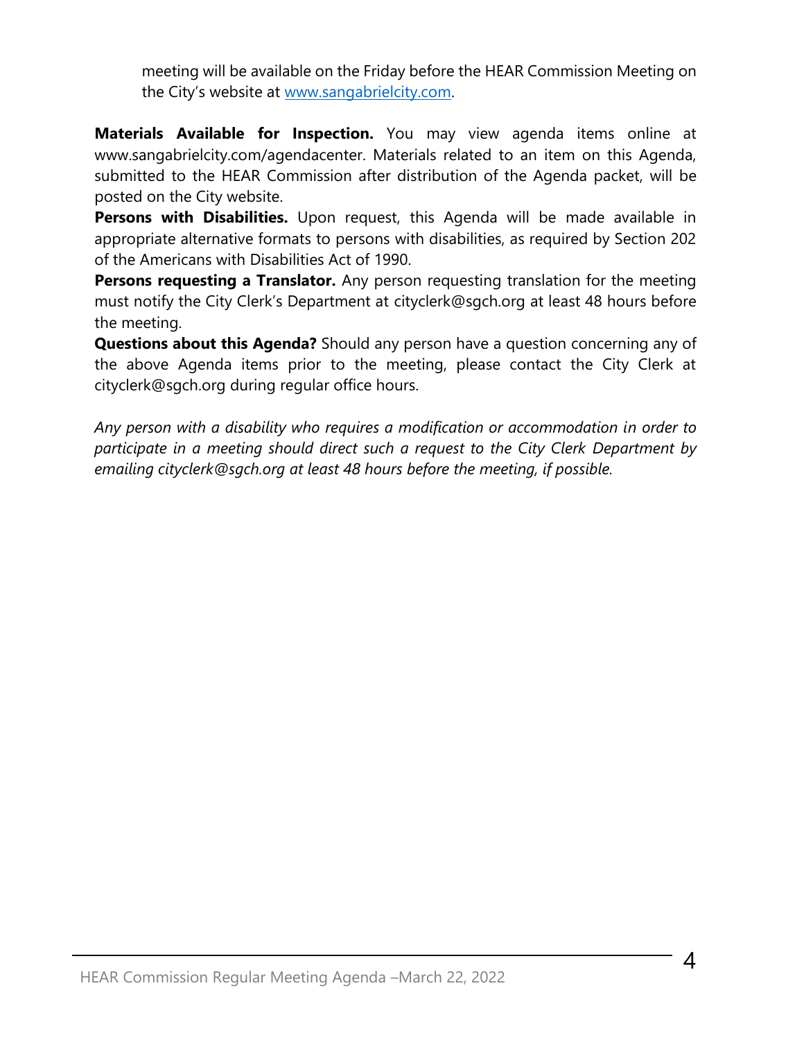meeting will be available on the Friday before the HEAR Commission Meeting on the City's website at [www.sangabrielcity.com](http://www.sangabrielcity.com).

**Materials Available for Inspection.** You may view agenda items online at www.sangabrielcity.com/agendacenter. Materials related to an item on this Agenda, submitted to the HEAR Commission after distribution of the Agenda packet, will be posted on the City website.

**Persons with Disabilities.** Upon request, this Agenda will be made available in appropriate alternative formats to persons with disabilities, as required by Section 202 of the Americans with Disabilities Act of 1990.

**Persons requesting a Translator.** Any person requesting translation for the meeting must notify the City Clerk's Department at cityclerk@sgch.org at least 48 hours before the meeting.

**Questions about this Agenda?** Should any person have a question concerning any of the above Agenda items prior to the meeting, please contact the City Clerk at cityclerk@sgch.org during regular office hours.

*Any person with a disability who requires a modification or accommodation in order to participate in a meeting should direct such a request to the City Clerk Department by emailing cityclerk@sgch.org at least 48 hours before the meeting, if possible.*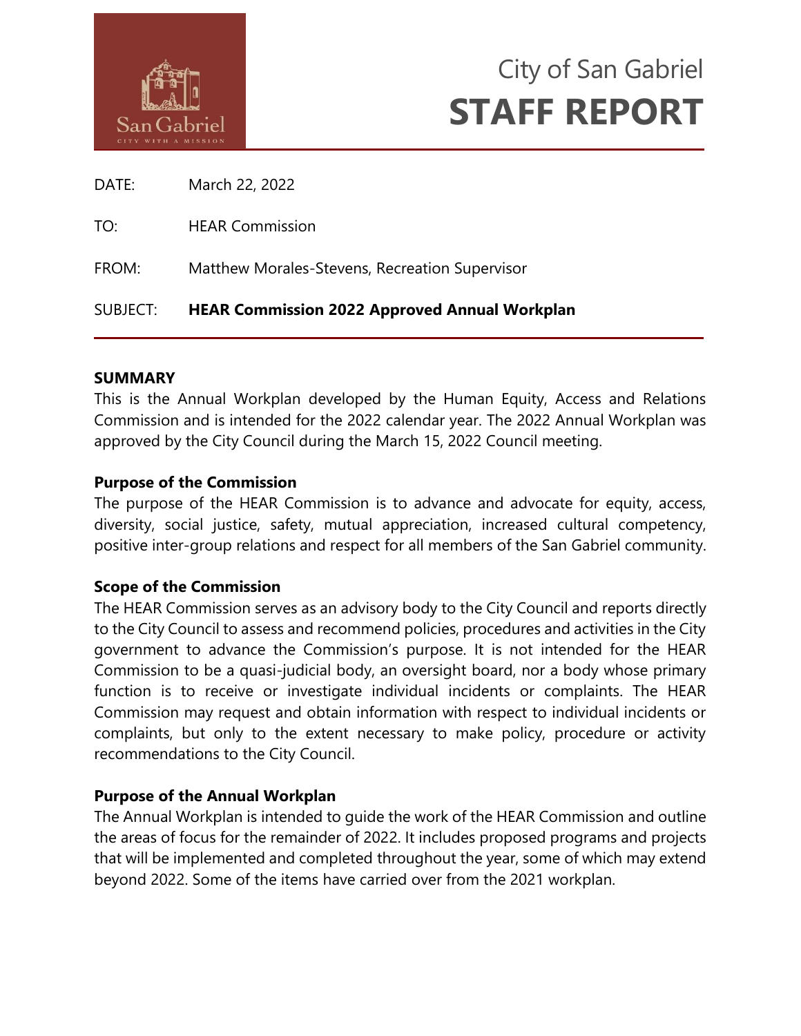City of San Gabriel
# STAFF REPORT

DATE: March 22, 2022

TO: HEAR Commission

FROM: Matthew Morales-Stevens, Recreation Supervisor

SUBJECT: **HEAR Commission 2022 Approved Annual Workplan**

---

**SUMMARY**

This is the Annual Workplan developed by the Human Equity, Access and Relations Commission and is intended for the 2022 calendar year. The 2022 Annual Workplan was approved by the City Council during the March 15, 2022 Council meeting.

**Purpose of the Commission**

The purpose of the HEAR Commission is to advance and advocate for equity, access, diversity, social justice, safety, mutual appreciation, increased cultural competency, positive inter-group relations and respect for all members of the San Gabriel community.

**Scope of the Commission**

The HEAR Commission serves as an advisory body to the City Council and reports directly to the City Council to assess and recommend policies, procedures and activities in the City government to advance the Commission's purpose. It is not intended for the HEAR Commission to be a quasi-judicial body, an oversight board, nor a body whose primary function is to receive or investigate individual incidents or complaints. The HEAR Commission may request and obtain information with respect to individual incidents or complaints, but only to the extent necessary to make policy, procedure or activity recommendations to the City Council.

**Purpose of the Annual Workplan**

The Annual Workplan is intended to guide the work of the HEAR Commission and outline the areas of focus for the remainder of 2022. It includes proposed programs and projects that will be implemented and completed throughout the year, some of which may extend beyond 2022. Some of the items have carried over from the 2021 workplan.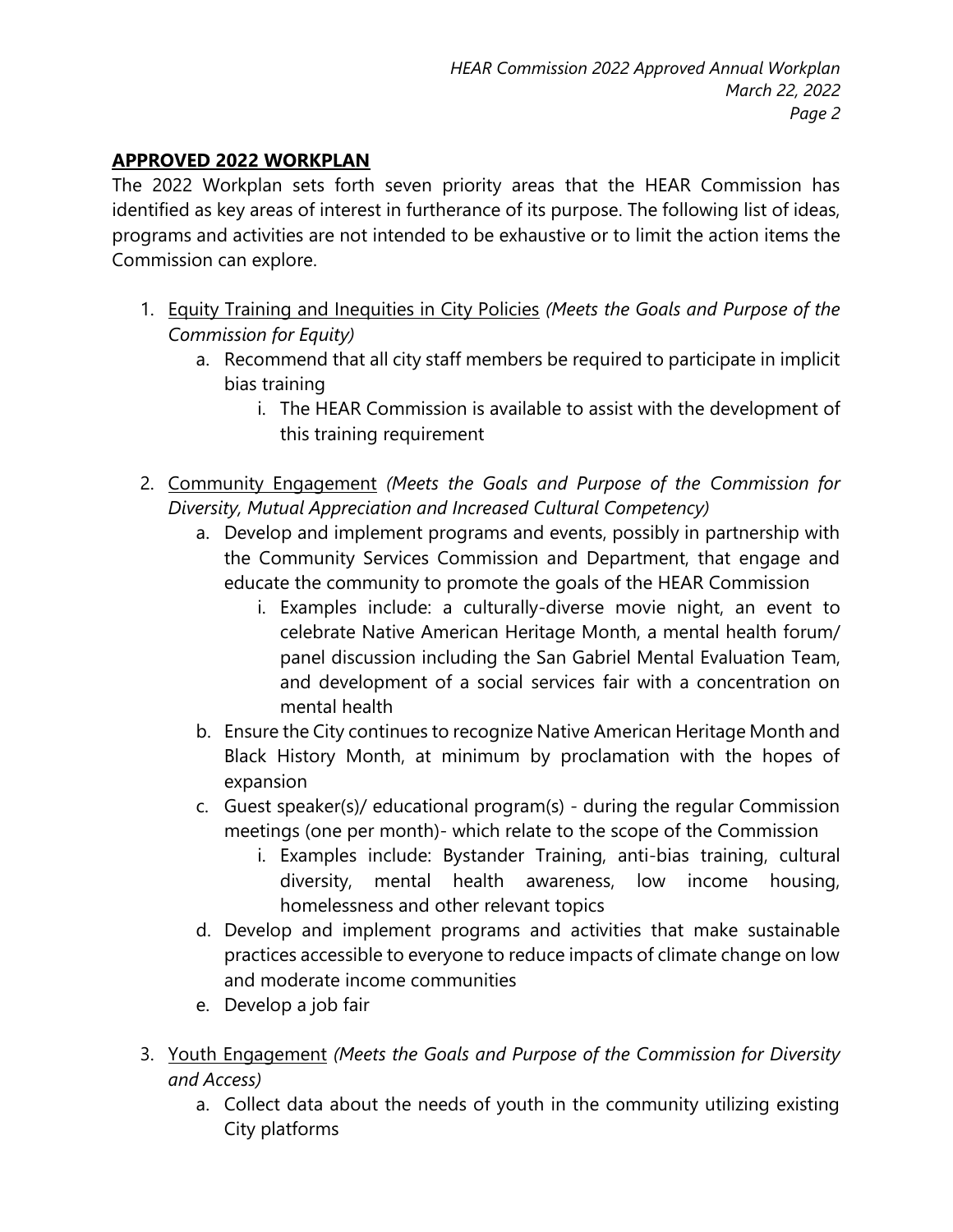## **APPROVED 2022 WORKPLAN**

The 2022 Workplan sets forth seven priority areas that the HEAR Commission has identified as key areas of interest in furtherance of its purpose. The following list of ideas, programs and activities are not intended to be exhaustive or to limit the action items the Commission can explore.

1. Equity Training and Inequities in City Policies *(Meets the Goals and Purpose of the Commission for Equity)*
   a. Recommend that all city staff members be required to participate in implicit bias training
      i. The HEAR Commission is available to assist with the development of this training requirement

2. Community Engagement *(Meets the Goals and Purpose of the Commission for Diversity, Mutual Appreciation and Increased Cultural Competency)*
   a. Develop and implement programs and events, possibly in partnership with the Community Services Commission and Department, that engage and educate the community to promote the goals of the HEAR Commission
      i. Examples include: a culturally-diverse movie night, an event to celebrate Native American Heritage Month, a mental health forum/ panel discussion including the San Gabriel Mental Evaluation Team, and development of a social services fair with a concentration on mental health
   b. Ensure the City continues to recognize Native American Heritage Month and Black History Month, at minimum by proclamation with the hopes of expansion
   c. Guest speaker(s)/ educational program(s) - during the regular Commission meetings (one per month)- which relate to the scope of the Commission
      i. Examples include: Bystander Training, anti-bias training, cultural diversity, mental health awareness, low income housing, homelessness and other relevant topics
   d. Develop and implement programs and activities that make sustainable practices accessible to everyone to reduce impacts of climate change on low and moderate income communities
   e. Develop a job fair

3. Youth Engagement *(Meets the Goals and Purpose of the Commission for Diversity and Access)*
   a. Collect data about the needs of youth in the community utilizing existing City platforms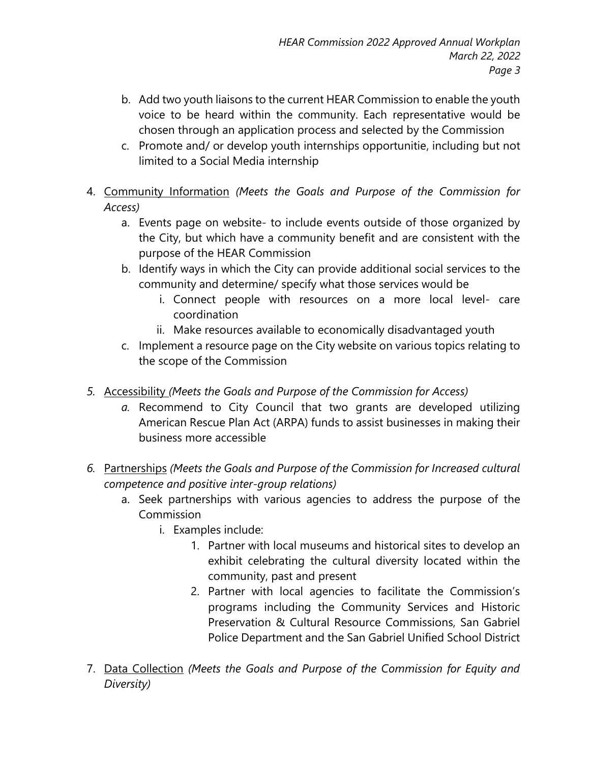b. Add two youth liaisons to the current HEAR Commission to enable the youth voice to be heard within the community. Each representative would be chosen through an application process and selected by the Commission
   c. Promote and/ or develop youth internships opportunitie, including but not limited to a Social Media internship

4. <u>Community Information</u> *(Meets the Goals and Purpose of the Commission for Access)*
   a. Events page on website- to include events outside of those organized by the City, but which have a community benefit and are consistent with the purpose of the HEAR Commission
   b. Identify ways in which the City can provide additional social services to the community and determine/ specify what those services would be
      i. Connect people with resources on a more local level- care coordination
      ii. Make resources available to economically disadvantaged youth
   c. Implement a resource page on the City website on various topics relating to the scope of the Commission

*5.* <u>Accessibility</u> *(Meets the Goals and Purpose of the Commission for Access)*
   *a.* Recommend to City Council that two grants are developed utilizing American Rescue Plan Act (ARPA) funds to assist businesses in making their business more accessible

*6.* <u>Partnerships</u> *(Meets the Goals and Purpose of the Commission for Increased cultural competence and positive inter-group relations)*
   a. Seek partnerships with various agencies to address the purpose of the Commission
      i. Examples include:
         1. Partner with local museums and historical sites to develop an exhibit celebrating the cultural diversity located within the community, past and present
         2. Partner with local agencies to facilitate the Commission's programs including the Community Services and Historic Preservation & Cultural Resource Commissions, San Gabriel Police Department and the San Gabriel Unified School District

7. <u>Data Collection</u> *(Meets the Goals and Purpose of the Commission for Equity and Diversity)*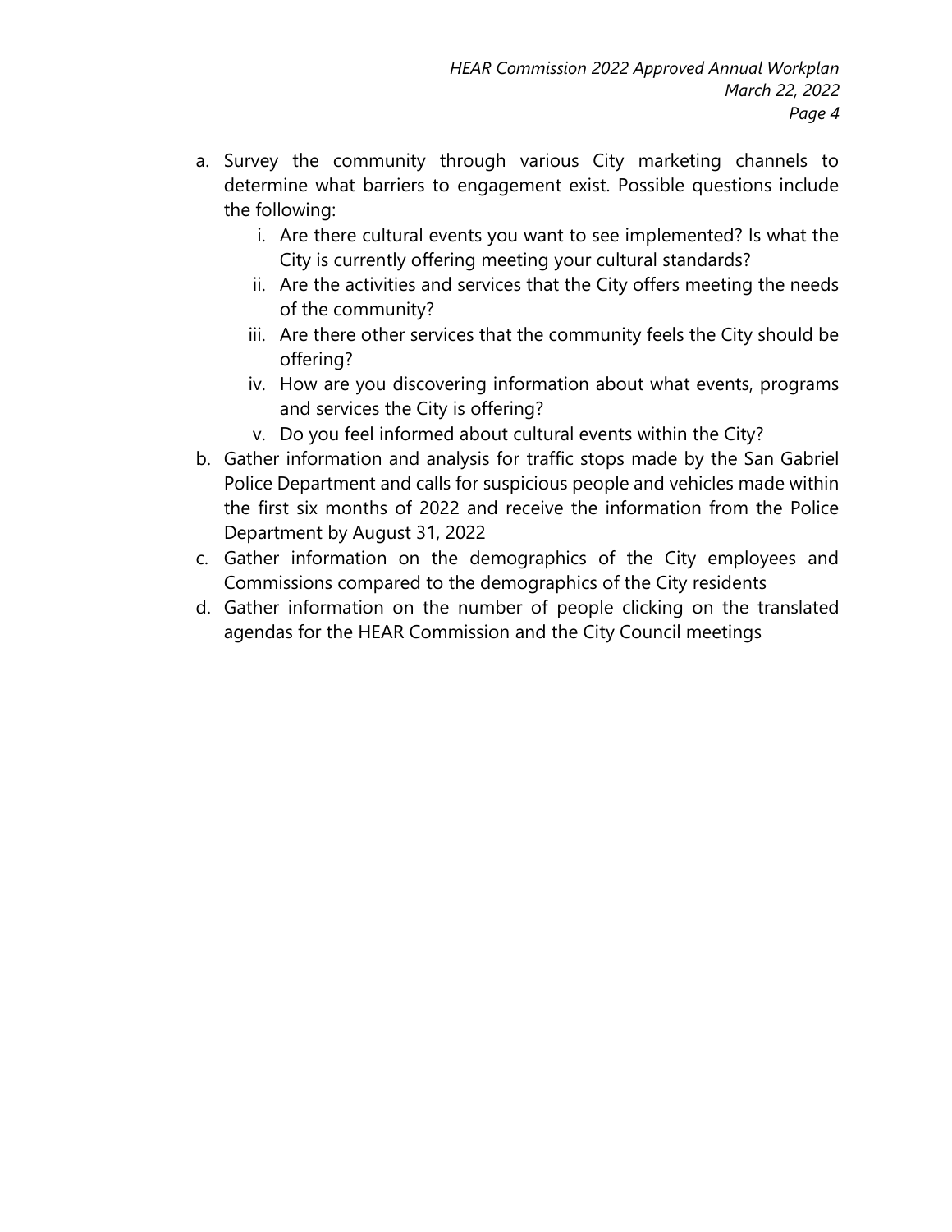a. Survey the community through various City marketing channels to determine what barriers to engagement exist. Possible questions include the following:
    i. Are there cultural events you want to see implemented? Is what the City is currently offering meeting your cultural standards?
    ii. Are the activities and services that the City offers meeting the needs of the community?
    iii. Are there other services that the community feels the City should be offering?
    iv. How are you discovering information about what events, programs and services the City is offering?
    v. Do you feel informed about cultural events within the City?
b. Gather information and analysis for traffic stops made by the San Gabriel Police Department and calls for suspicious people and vehicles made within the first six months of 2022 and receive the information from the Police Department by August 31, 2022
c. Gather information on the demographics of the City employees and Commissions compared to the demographics of the City residents
d. Gather information on the number of people clicking on the translated agendas for the HEAR Commission and the City Council meetings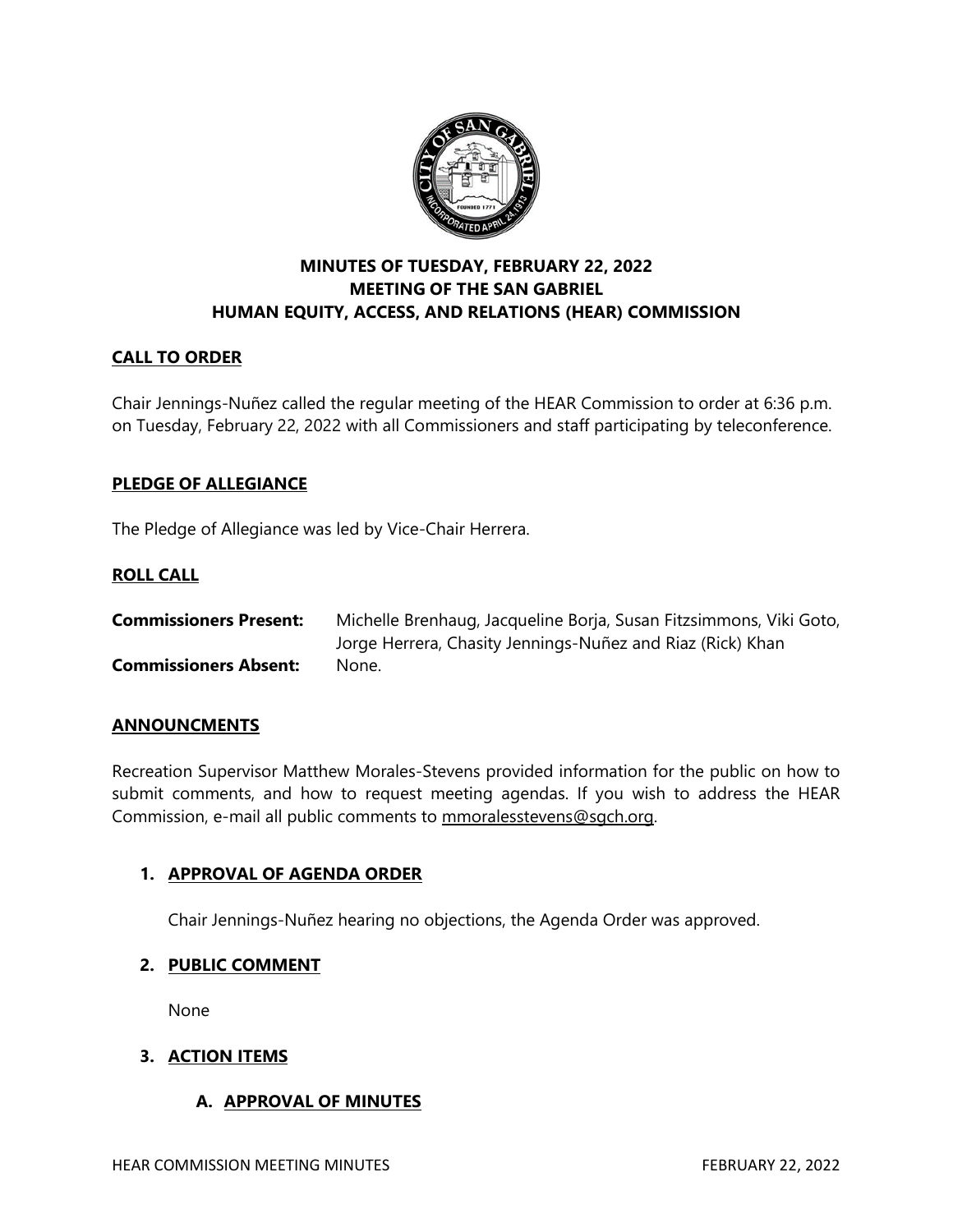# MINUTES OF TUESDAY, FEBRUARY 22, 2022 MEETING OF THE SAN GABRIEL HUMAN EQUITY, ACCESS, AND RELATIONS (HEAR) COMMISSION

## CALL TO ORDER

Chair Jennings-Nuñez called the regular meeting of the HEAR Commission to order at 6:36 p.m. on Tuesday, February 22, 2022 with all Commissioners and staff participating by teleconference.

## PLEDGE OF ALLEGIANCE

The Pledge of Allegiance was led by Vice-Chair Herrera.

## ROLL CALL

**Commissioners Present:** Michelle Brenhaug, Jacqueline Borja, Susan Fitzsimmons, Viki Goto, Jorge Herrera, Chasity Jennings-Nuñez and Riaz (Rick) Khan

**Commissioners Absent:** None.

## ANNOUNCMENTS

Recreation Supervisor Matthew Morales-Stevens provided information for the public on how to submit comments, and how to request meeting agendas. If you wish to address the HEAR Commission, e-mail all public comments to mmoralesstevens@sgch.org.

### 1. APPROVAL OF AGENDA ORDER

Chair Jennings-Nuñez hearing no objections, the Agenda Order was approved.

### 2. PUBLIC COMMENT

None

### 3. ACTION ITEMS

#### A. APPROVAL OF MINUTES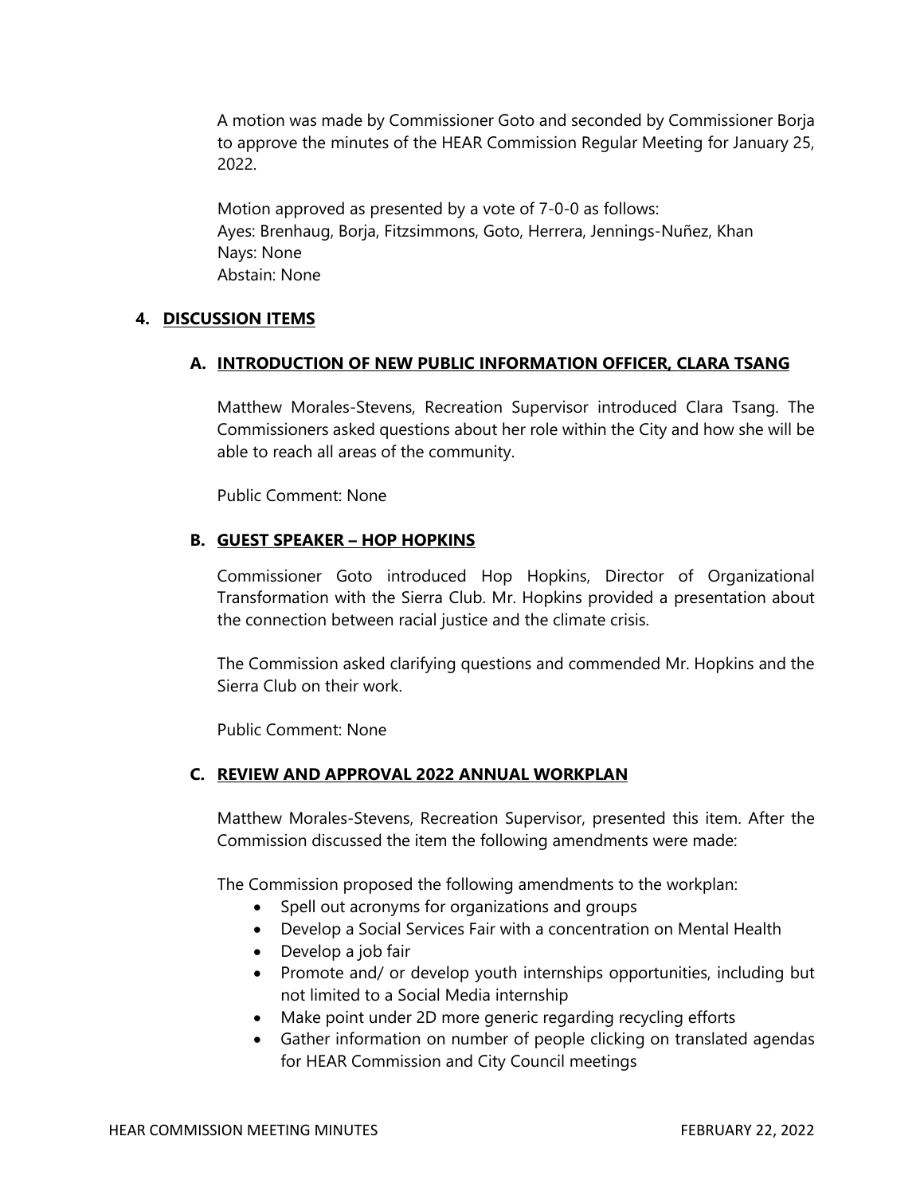A motion was made by Commissioner Goto and seconded by Commissioner Borja to approve the minutes of the HEAR Commission Regular Meeting for January 25, 2022.

Motion approved as presented by a vote of 7-0-0 as follows:
Ayes: Brenhaug, Borja, Fitzsimmons, Goto, Herrera, Jennings-Nuñez, Khan
Nays: None
Abstain: None

## 4. DISCUSSION ITEMS

### A. INTRODUCTION OF NEW PUBLIC INFORMATION OFFICER, CLARA TSANG

Matthew Morales-Stevens, Recreation Supervisor introduced Clara Tsang. The Commissioners asked questions about her role within the City and how she will be able to reach all areas of the community.

Public Comment: None

### B. GUEST SPEAKER – HOP HOPKINS

Commissioner Goto introduced Hop Hopkins, Director of Organizational Transformation with the Sierra Club. Mr. Hopkins provided a presentation about the connection between racial justice and the climate crisis.

The Commission asked clarifying questions and commended Mr. Hopkins and the Sierra Club on their work.

Public Comment: None

### C. REVIEW AND APPROVAL 2022 ANNUAL WORKPLAN

Matthew Morales-Stevens, Recreation Supervisor, presented this item. After the Commission discussed the item the following amendments were made:

The Commission proposed the following amendments to the workplan:

- Spell out acronyms for organizations and groups
- Develop a Social Services Fair with a concentration on Mental Health
- Develop a job fair
- Promote and/ or develop youth internships opportunities, including but not limited to a Social Media internship
- Make point under 2D more generic regarding recycling efforts
- Gather information on number of people clicking on translated agendas for HEAR Commission and City Council meetings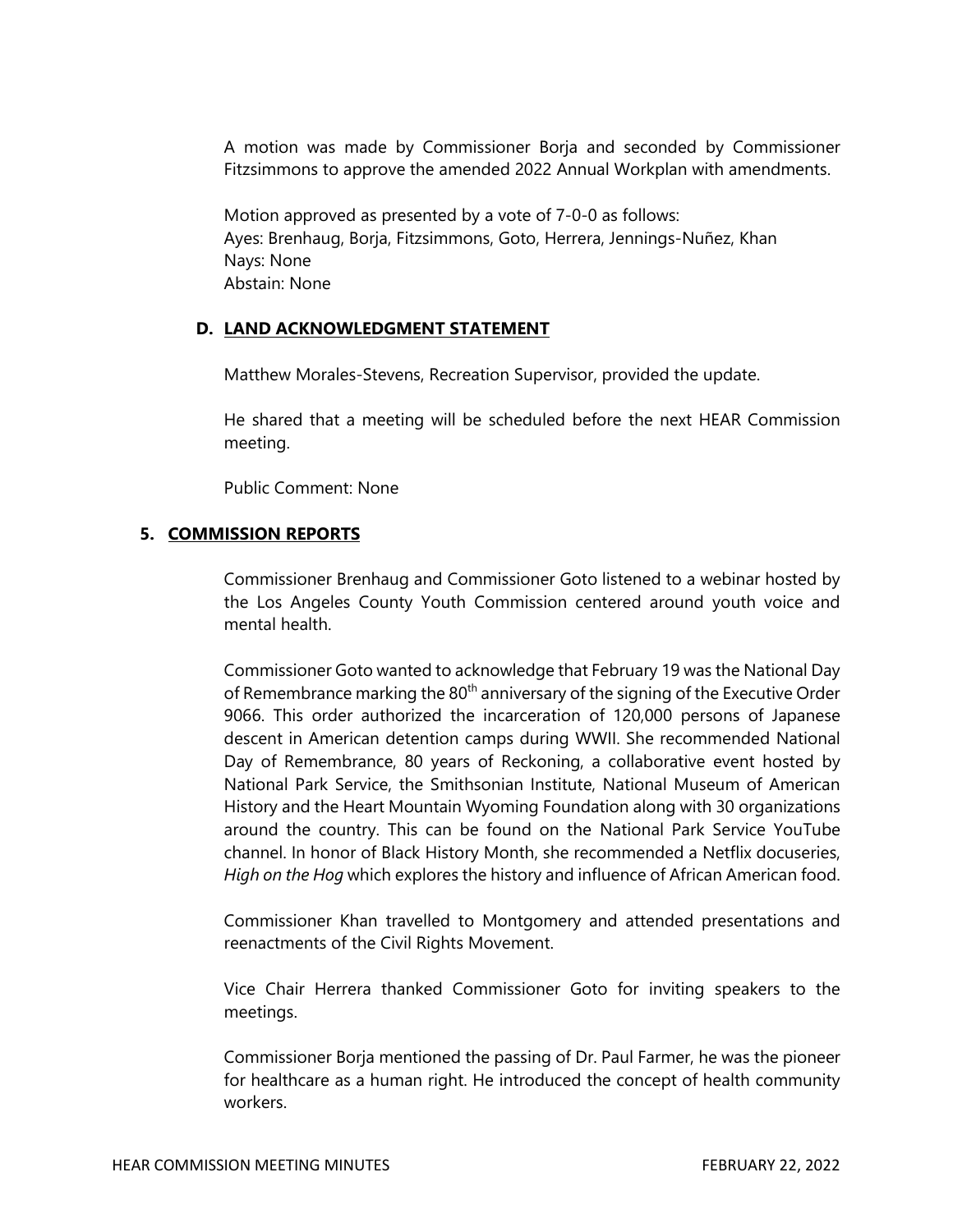A motion was made by Commissioner Borja and seconded by Commissioner Fitzsimmons to approve the amended 2022 Annual Workplan with amendments.

Motion approved as presented by a vote of 7-0-0 as follows:
Ayes: Brenhaug, Borja, Fitzsimmons, Goto, Herrera, Jennings-Nuñez, Khan
Nays: None
Abstain: None

### D. LAND ACKNOWLEDGMENT STATEMENT

Matthew Morales-Stevens, Recreation Supervisor, provided the update.

He shared that a meeting will be scheduled before the next HEAR Commission meeting.

Public Comment: None

## 5. COMMISSION REPORTS

Commissioner Brenhaug and Commissioner Goto listened to a webinar hosted by the Los Angeles County Youth Commission centered around youth voice and mental health.

Commissioner Goto wanted to acknowledge that February 19 was the National Day of Remembrance marking the 80th anniversary of the signing of the Executive Order 9066. This order authorized the incarceration of 120,000 persons of Japanese descent in American detention camps during WWII. She recommended National Day of Remembrance, 80 years of Reckoning, a collaborative event hosted by National Park Service, the Smithsonian Institute, National Museum of American History and the Heart Mountain Wyoming Foundation along with 30 organizations around the country. This can be found on the National Park Service YouTube channel. In honor of Black History Month, she recommended a Netflix docuseries, *High on the Hog* which explores the history and influence of African American food.

Commissioner Khan travelled to Montgomery and attended presentations and reenactments of the Civil Rights Movement.

Vice Chair Herrera thanked Commissioner Goto for inviting speakers to the meetings.

Commissioner Borja mentioned the passing of Dr. Paul Farmer, he was the pioneer for healthcare as a human right. He introduced the concept of health community workers.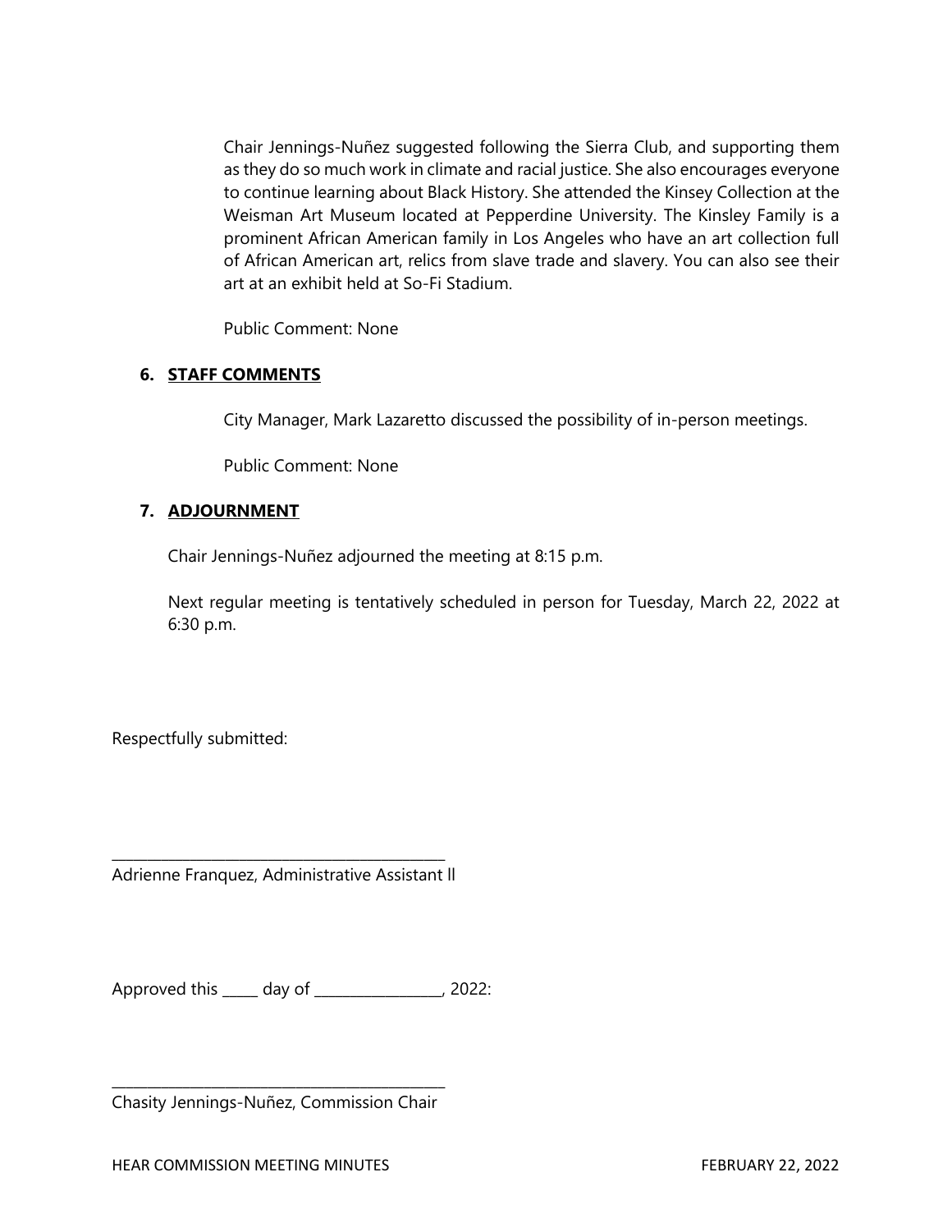Chair Jennings-Nuñez suggested following the Sierra Club, and supporting them as they do so much work in climate and racial justice. She also encourages everyone to continue learning about Black History. She attended the Kinsey Collection at the Weisman Art Museum located at Pepperdine University. The Kinsley Family is a prominent African American family in Los Angeles who have an art collection full of African American art, relics from slave trade and slavery. You can also see their art at an exhibit held at So-Fi Stadium.

Public Comment: None

## 6. STAFF COMMENTS

City Manager, Mark Lazaretto discussed the possibility of in-person meetings.

Public Comment: None

## 7. ADJOURNMENT

Chair Jennings-Nuñez adjourned the meeting at 8:15 p.m.

Next regular meeting is tentatively scheduled in person for Tuesday, March 22, 2022 at 6:30 p.m.

Respectfully submitted:

_____________________________________________
Adrienne Franquez, Administrative Assistant ll

Approved this _____ day of _________________, 2022:

_____________________________________________
Chasity Jennings-Nuñez, Commission Chair